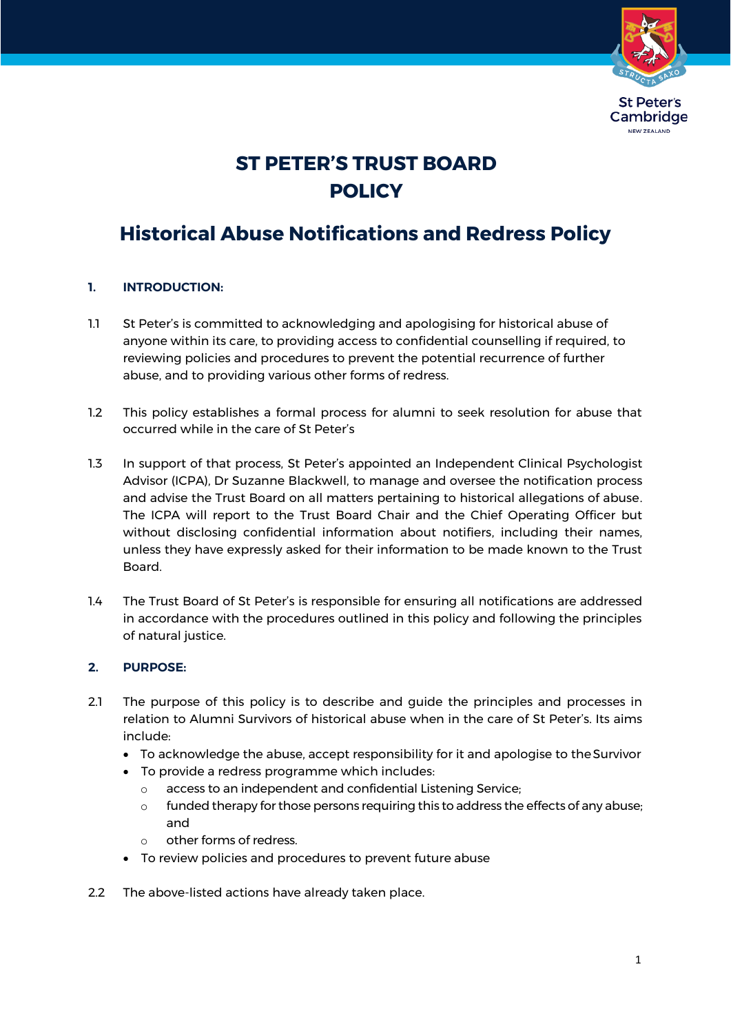# ST PETER'S TRUST BOARD
# POLICY

## Historical Abuse Notifications and Redress Policy

### 1. INTRODUCTION:

1.1 St Peter's is committed to acknowledging and apologising for historical abuse of anyone within its care, to providing access to confidential counselling if required, to reviewing policies and procedures to prevent the potential recurrence of further abuse, and to providing various other forms of redress.

1.2 This policy establishes a formal process for alumni to seek resolution for abuse that occurred while in the care of St Peter's

1.3 In support of that process, St Peter's appointed an Independent Clinical Psychologist Advisor (ICPA), Dr Suzanne Blackwell, to manage and oversee the notification process and advise the Trust Board on all matters pertaining to historical allegations of abuse. The ICPA will report to the Trust Board Chair and the Chief Operating Officer but without disclosing confidential information about notifiers, including their names, unless they have expressly asked for their information to be made known to the Trust Board.

1.4 The Trust Board of St Peter's is responsible for ensuring all notifications are addressed in accordance with the procedures outlined in this policy and following the principles of natural justice.

### 2. PURPOSE:

2.1 The purpose of this policy is to describe and guide the principles and processes in relation to Alumni Survivors of historical abuse when in the care of St Peter's. Its aims include:

- To acknowledge the abuse, accept responsibility for it and apologise to the Survivor
- To provide a redress programme which includes:
  - access to an independent and confidential Listening Service;
  - funded therapy for those persons requiring this to address the effects of any abuse; and
  - other forms of redress.
- To review policies and procedures to prevent future abuse

2.2 The above-listed actions have already taken place.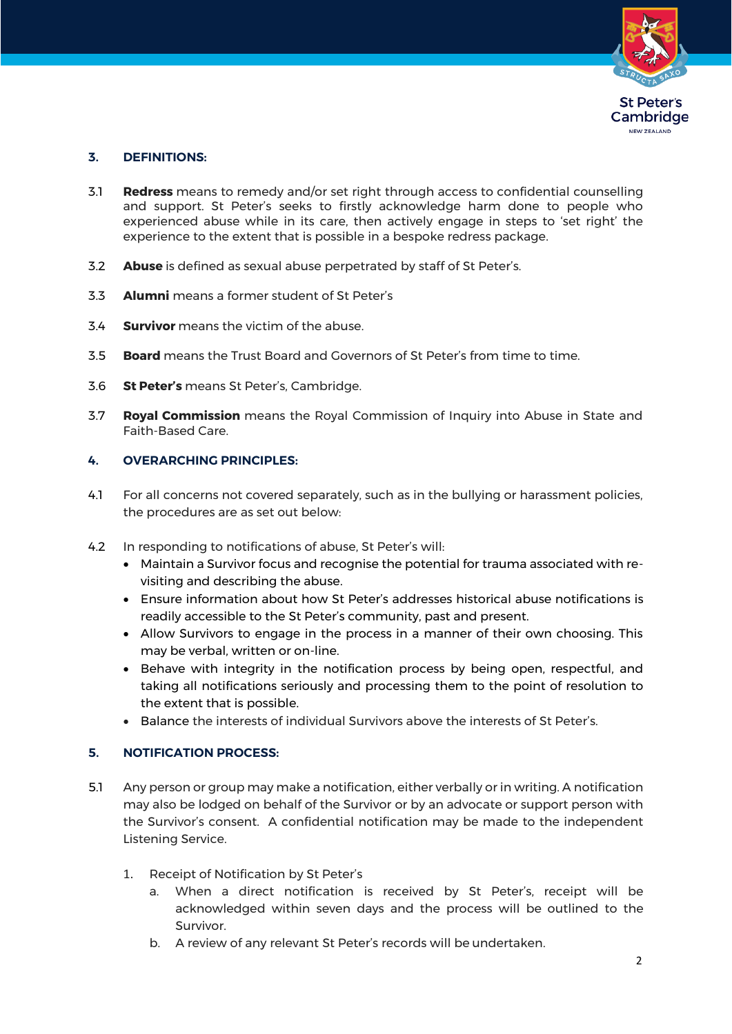## 3. DEFINITIONS:

3.1 **Redress** means to remedy and/or set right through access to confidential counselling and support. St Peter's seeks to firstly acknowledge harm done to people who experienced abuse while in its care, then actively engage in steps to 'set right' the experience to the extent that is possible in a bespoke redress package.

3.2 **Abuse** is defined as sexual abuse perpetrated by staff of St Peter's.

3.3 **Alumni** means a former student of St Peter's

3.4 **Survivor** means the victim of the abuse.

3.5 **Board** means the Trust Board and Governors of St Peter's from time to time.

3.6 **St Peter's** means St Peter's, Cambridge.

3.7 **Royal Commission** means the Royal Commission of Inquiry into Abuse in State and Faith-Based Care.

## 4. OVERARCHING PRINCIPLES:

4.1 For all concerns not covered separately, such as in the bullying or harassment policies, the procedures are as set out below:

4.2 In responding to notifications of abuse, St Peter's will:

- Maintain a Survivor focus and recognise the potential for trauma associated with re-visiting and describing the abuse.
- Ensure information about how St Peter's addresses historical abuse notifications is readily accessible to the St Peter's community, past and present.
- Allow Survivors to engage in the process in a manner of their own choosing. This may be verbal, written or on-line.
- Behave with integrity in the notification process by being open, respectful, and taking all notifications seriously and processing them to the point of resolution to the extent that is possible.
- Balance the interests of individual Survivors above the interests of St Peter's.

## 5. NOTIFICATION PROCESS:

5.1 Any person or group may make a notification, either verbally or in writing. A notification may also be lodged on behalf of the Survivor or by an advocate or support person with the Survivor's consent. A confidential notification may be made to the independent Listening Service.

1. Receipt of Notification by St Peter's
   a. When a direct notification is received by St Peter's, receipt will be acknowledged within seven days and the process will be outlined to the Survivor.
   b. A review of any relevant St Peter's records will be undertaken.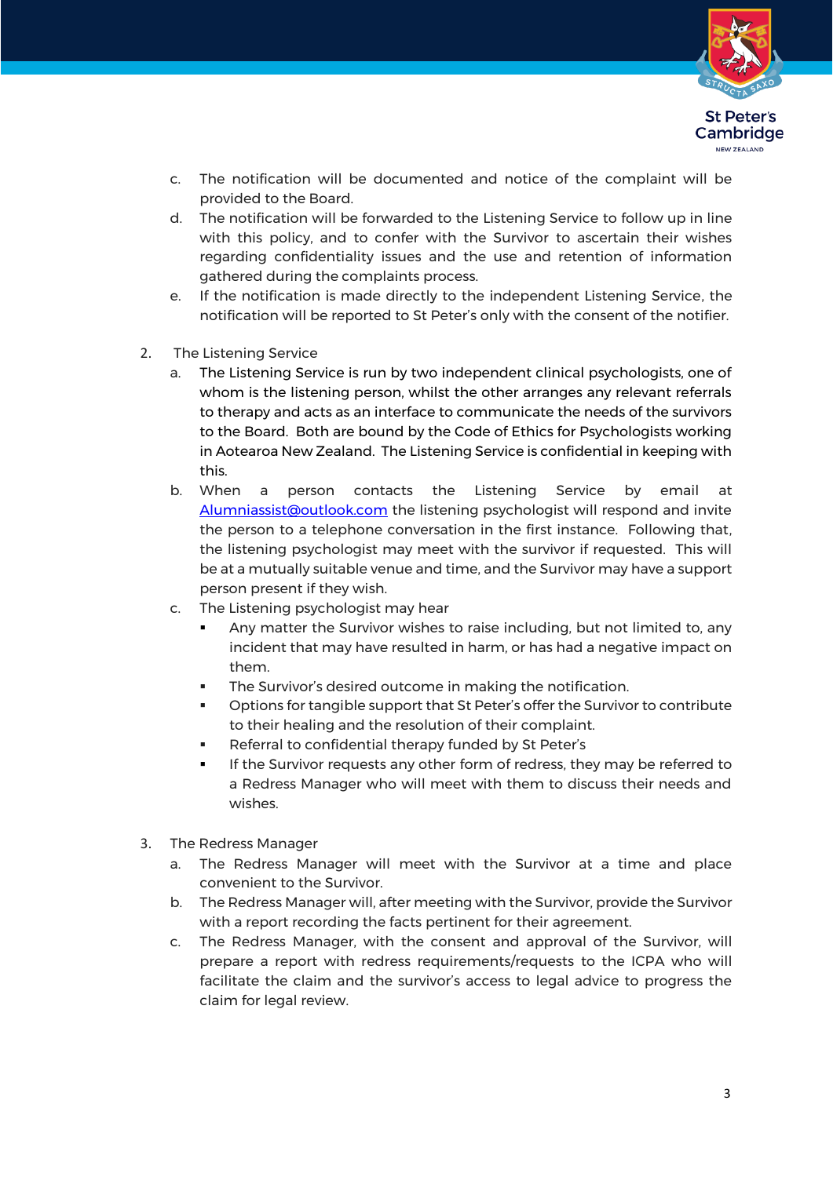c. The notification will be documented and notice of the complaint will be provided to the Board.
d. The notification will be forwarded to the Listening Service to follow up in line with this policy, and to confer with the Survivor to ascertain their wishes regarding confidentiality issues and the use and retention of information gathered during the complaints process.
e. If the notification is made directly to the independent Listening Service, the notification will be reported to St Peter's only with the consent of the notifier.

2. The Listening Service
   a. The Listening Service is run by two independent clinical psychologists, one of whom is the listening person, whilst the other arranges any relevant referrals to therapy and acts as an interface to communicate the needs of the survivors to the Board. Both are bound by the Code of Ethics for Psychologists working in Aotearoa New Zealand. The Listening Service is confidential in keeping with this.
   b. When a person contacts the Listening Service by email at Alumniassist@outlook.com the listening psychologist will respond and invite the person to a telephone conversation in the first instance. Following that, the listening psychologist may meet with the survivor if requested. This will be at a mutually suitable venue and time, and the Survivor may have a support person present if they wish.
   c. The Listening psychologist may hear
      - Any matter the Survivor wishes to raise including, but not limited to, any incident that may have resulted in harm, or has had a negative impact on them.
      - The Survivor's desired outcome in making the notification.
      - Options for tangible support that St Peter's offer the Survivor to contribute to their healing and the resolution of their complaint.
      - Referral to confidential therapy funded by St Peter's
      - If the Survivor requests any other form of redress, they may be referred to a Redress Manager who will meet with them to discuss their needs and wishes.

3. The Redress Manager
   a. The Redress Manager will meet with the Survivor at a time and place convenient to the Survivor.
   b. The Redress Manager will, after meeting with the Survivor, provide the Survivor with a report recording the facts pertinent for their agreement.
   c. The Redress Manager, with the consent and approval of the Survivor, will prepare a report with redress requirements/requests to the ICPA who will facilitate the claim and the survivor's access to legal advice to progress the claim for legal review.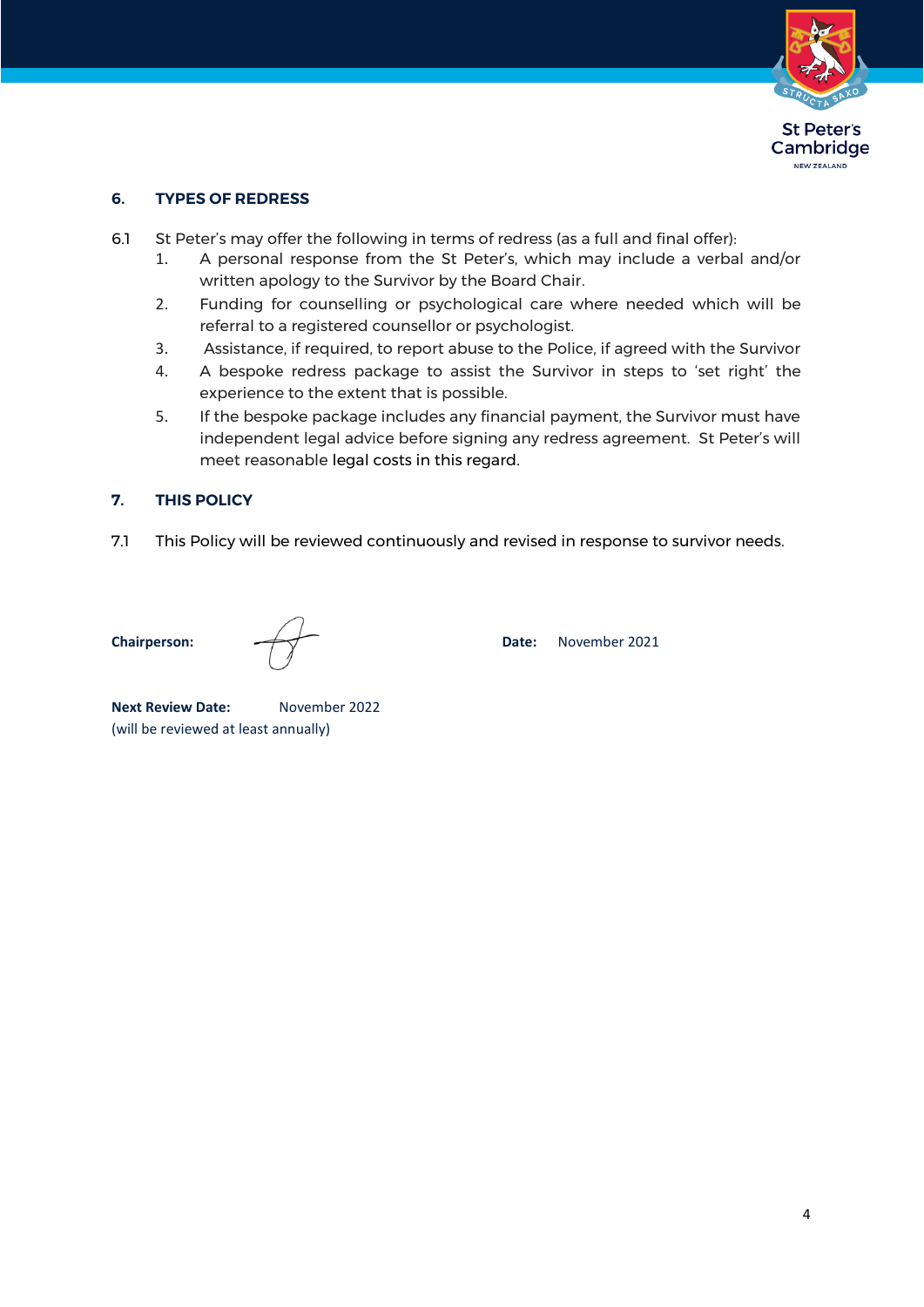## 6. TYPES OF REDRESS

6.1 St Peter's may offer the following in terms of redress (as a full and final offer):

1. A personal response from the St Peter's, which may include a verbal and/or written apology to the Survivor by the Board Chair.
2. Funding for counselling or psychological care where needed which will be referral to a registered counsellor or psychologist.
3. Assistance, if required, to report abuse to the Police, if agreed with the Survivor
4. A bespoke redress package to assist the Survivor in steps to 'set right' the experience to the extent that is possible.
5. If the bespoke package includes any financial payment, the Survivor must have independent legal advice before signing any redress agreement. St Peter's will meet reasonable legal costs in this regard.

## 7. THIS POLICY

7.1 This Policy will be reviewed continuously and revised in response to survivor needs.

**Chairperson:** 

**Date:** November 2021

**Next Review Date:** November 2022
(will be reviewed at least annually)